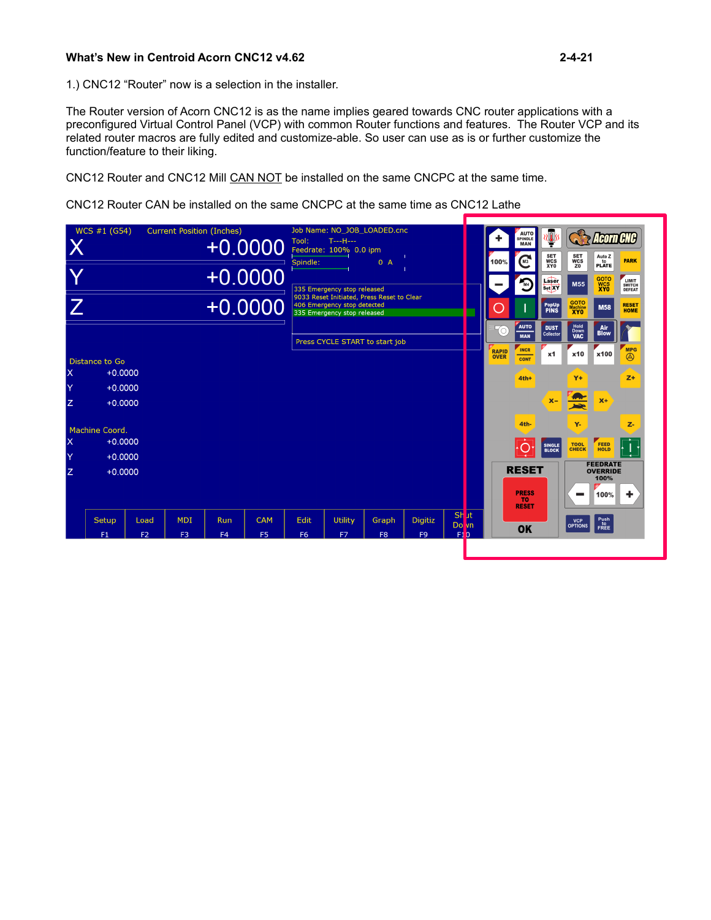**What's New in Centroid Acorn CNC12 v4.62** **2-4-21**

1.) CNC12 "Router" now is a selection in the installer.

The Router version of Acorn CNC12 is as the name implies geared towards CNC router applications with a preconfigured Virtual Control Panel (VCP) with common Router functions and features. The Router VCP and its related router macros are fully edited and customize-able. So user can use as is or further customize the function/feature to their liking.

CNC12 Router and CNC12 Mill CAN NOT be installed on the same CNCPC at the same time.

CNC12 Router CAN be installed on the same CNCPC at the same time as CNC12 Lathe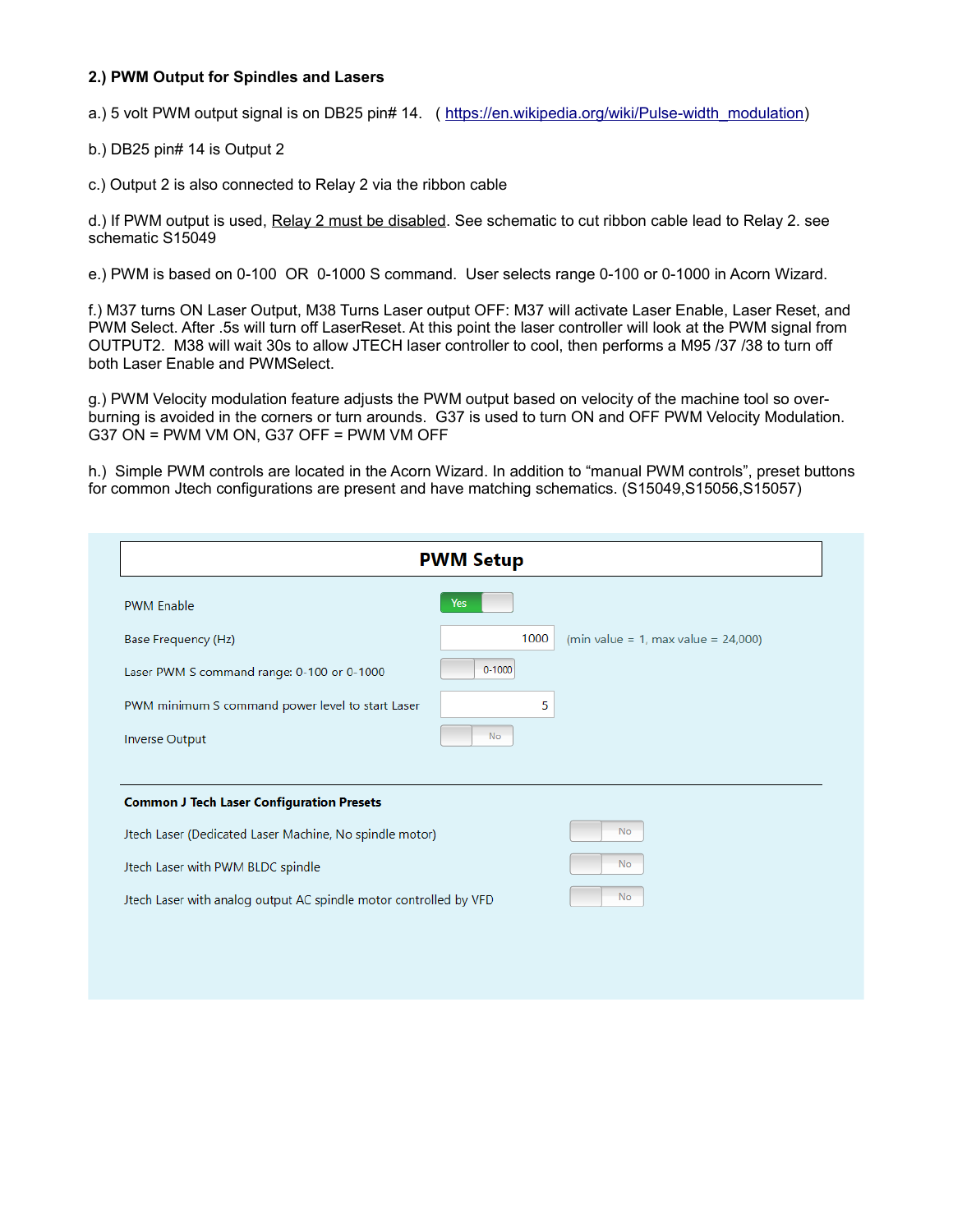### 2.) PWM Output for Spindles and Lasers

a.) 5 volt PWM output signal is on DB25 pin# 14.  ( https://en.wikipedia.org/wiki/Pulse-width_modulation)

b.) DB25 pin# 14 is Output 2

c.) Output 2 is also connected to Relay 2 via the ribbon cable

d.) If PWM output is used, Relay 2 must be disabled. See schematic to cut ribbon cable lead to Relay 2. see schematic S15049

e.) PWM is based on 0-100  OR  0-1000 S command.  User selects range 0-100 or 0-1000 in Acorn Wizard.

f.) M37 turns ON Laser Output, M38 Turns Laser output OFF: M37 will activate Laser Enable, Laser Reset, and PWM Select. After .5s will turn off LaserReset. At this point the laser controller will look at the PWM signal from OUTPUT2.  M38 will wait 30s to allow JTECH laser controller to cool, then performs a M95 /37 /38 to turn off both Laser Enable and PWMSelect.

g.) PWM Velocity modulation feature adjusts the PWM output based on velocity of the machine tool so over-burning is avoided in the corners or turn arounds.  G37 is used to turn ON and OFF PWM Velocity Modulation. G37 ON = PWM VM ON, G37 OFF = PWM VM OFF

h.)  Simple PWM controls are located in the Acorn Wizard. In addition to “manual PWM controls”, preset buttons for common Jtech configurations are present and have matching schematics. (S15049,S15056,S15057)

**PWM Setup**

| Setting | Value | |
|---|---|---|
| PWM Enable | Yes | |
| Base Frequency (Hz) | 1000 | (min value = 1, max value = 24,000) |
| Laser PWM S command range: 0-100 or 0-1000 | 0-1000 | |
| PWM minimum S command power level to start Laser | 5 | |
| Inverse Output | No | |

**Common J Tech Laser Configuration Presets**

| Preset | Value |
|---|---|
| Jtech Laser (Dedicated Laser Machine, No spindle motor) | No |
| Jtech Laser with PWM BLDC spindle | No |
| Jtech Laser with analog output AC spindle motor controlled by VFD | No |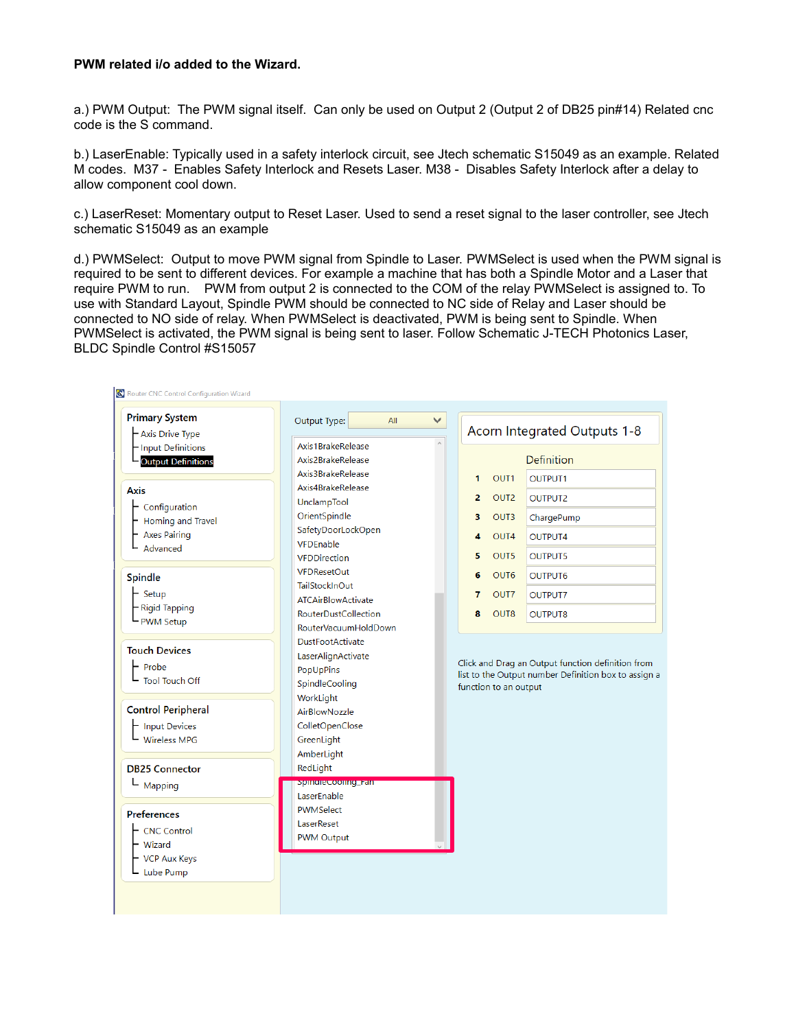**PWM related i/o added to the Wizard.**

a.) PWM Output: The PWM signal itself. Can only be used on Output 2 (Output 2 of DB25 pin#14) Related cnc code is the S command.

b.) LaserEnable: Typically used in a safety interlock circuit, see Jtech schematic S15049 as an example. Related M codes. M37 - Enables Safety Interlock and Resets Laser. M38 - Disables Safety Interlock after a delay to allow component cool down.

c.) LaserReset: Momentary output to Reset Laser. Used to send a reset signal to the laser controller, see Jtech schematic S15049 as an example

d.) PWMSelect: Output to move PWM signal from Spindle to Laser. PWMSelect is used when the PWM signal is required to be sent to different devices. For example a machine that has both a Spindle Motor and a Laser that require PWM to run. PWM from output 2 is connected to the COM of the relay PWMSelect is assigned to. To use with Standard Layout, Spindle PWM should be connected to NC side of Relay and Laser should be connected to NO side of relay. When PWMSelect is deactivated, PWM is being sent to Spindle. When PWMSelect is activated, the PWM signal is being sent to laser. Follow Schematic J-TECH Photonics Laser, BLDC Spindle Control #S15057

Router CNC Control Configuration Wizard

**Primary System**
- Axis Drive Type
- Input Definitions
- Output Definitions

**Axis**
- Configuration
- Homing and Travel
- Axes Pairing
- Advanced

**Spindle**
- Setup
- Rigid Tapping
- PWM Setup

**Touch Devices**
- Probe
- Tool Touch Off

**Control Peripheral**
- Input Devices
- Wireless MPG

**DB25 Connector**
- Mapping

**Preferences**
- CNC Control
- Wizard
- VCP Aux Keys
- Lube Pump

Output Type: All

- Axis1BrakeRelease
- Axis2BrakeRelease
- Axis3BrakeRelease
- Axis4BrakeRelease
- UnclampTool
- OrientSpindle
- SafetyDoorLockOpen
- VFDEnable
- VFDDirection
- VFDResetOut
- TailStockInOut
- ATCAirBlowActivate
- RouterDustCollection
- RouterVacuumHoldDown
- DustFootActivate
- LaserAlignActivate
- PopUpPins
- SpindleCooling
- WorkLight
- AirBlowNozzle
- ColletOpenClose
- GreenLight
- AmberLight
- RedLight
- SpindleCooling_Fan
- LaserEnable
- PWMSelect
- LaserReset
- PWM Output

Acorn Integrated Outputs 1-8

| | | Definition |
|---|---|---|
| 1 | OUT1 | OUTPUT1 |
| 2 | OUT2 | OUTPUT2 |
| 3 | OUT3 | ChargePump |
| 4 | OUT4 | OUTPUT4 |
| 5 | OUT5 | OUTPUT5 |
| 6 | OUT6 | OUTPUT6 |
| 7 | OUT7 | OUTPUT7 |
| 8 | OUT8 | OUTPUT8 |

Click and Drag an Output function definition from list to the Output number Definition box to assign a function to an output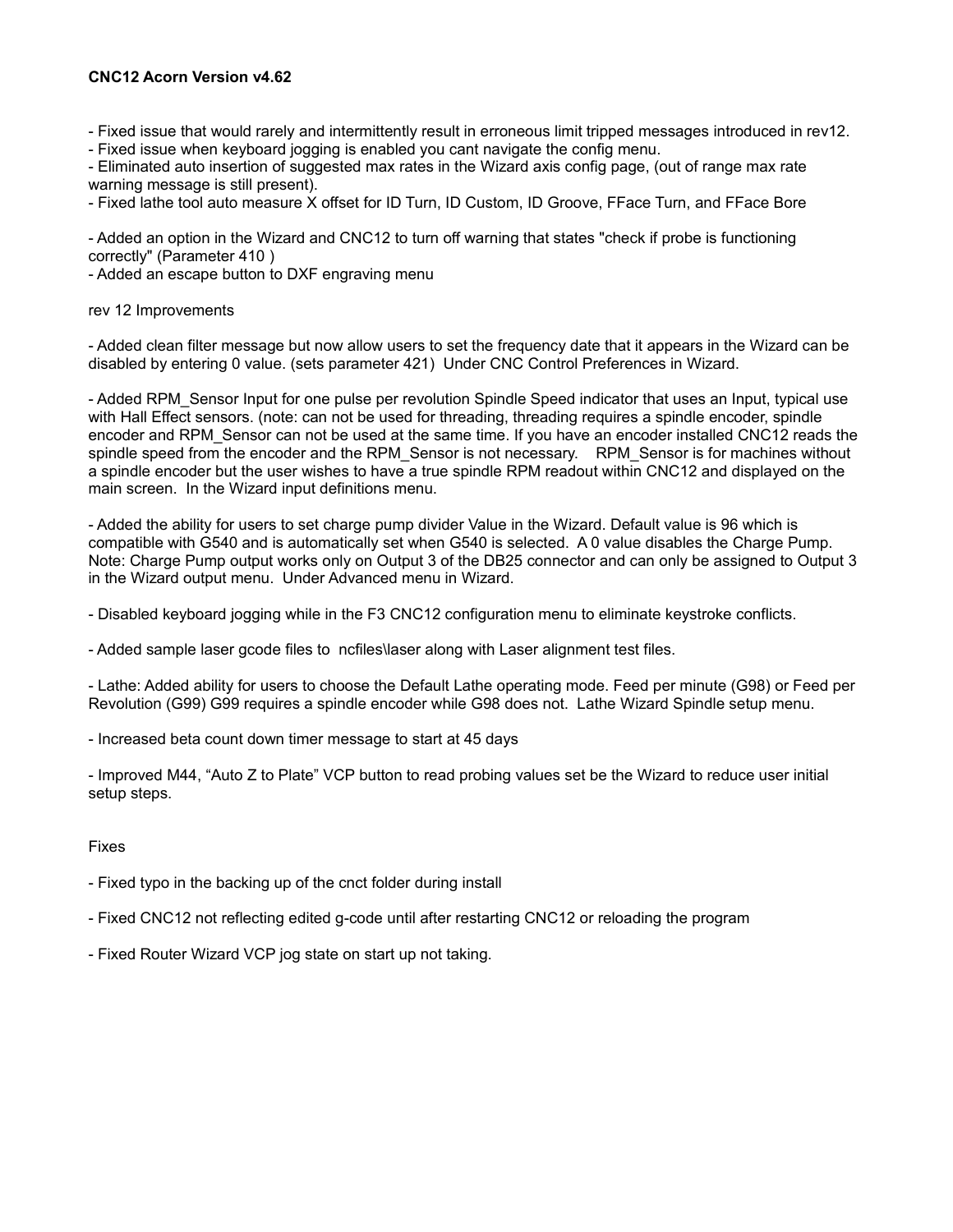**CNC12 Acorn Version v4.62**

- Fixed issue that would rarely and intermittently result in erroneous limit tripped messages introduced in rev12.
- Fixed issue when keyboard jogging is enabled you cant navigate the config menu.
- Eliminated auto insertion of suggested max rates in the Wizard axis config page, (out of range max rate warning message is still present).
- Fixed lathe tool auto measure X offset for ID Turn, ID Custom, ID Groove, FFace Turn, and FFace Bore

- Added an option in the Wizard and CNC12 to turn off warning that states "check if probe is functioning correctly" (Parameter 410 )
- Added an escape button to DXF engraving menu

rev 12 Improvements

- Added clean filter message but now allow users to set the frequency date that it appears in the Wizard can be disabled by entering 0 value. (sets parameter 421) Under CNC Control Preferences in Wizard.

- Added RPM_Sensor Input for one pulse per revolution Spindle Speed indicator that uses an Input, typical use with Hall Effect sensors. (note: can not be used for threading, threading requires a spindle encoder, spindle encoder and RPM_Sensor can not be used at the same time. If you have an encoder installed CNC12 reads the spindle speed from the encoder and the RPM_Sensor is not necessary. RPM_Sensor is for machines without a spindle encoder but the user wishes to have a true spindle RPM readout within CNC12 and displayed on the main screen. In the Wizard input definitions menu.

- Added the ability for users to set charge pump divider Value in the Wizard. Default value is 96 which is compatible with G540 and is automatically set when G540 is selected. A 0 value disables the Charge Pump. Note: Charge Pump output works only on Output 3 of the DB25 connector and can only be assigned to Output 3 in the Wizard output menu. Under Advanced menu in Wizard.

- Disabled keyboard jogging while in the F3 CNC12 configuration menu to eliminate keystroke conflicts.

- Added sample laser gcode files to ncfiles\laser along with Laser alignment test files.

- Lathe: Added ability for users to choose the Default Lathe operating mode. Feed per minute (G98) or Feed per Revolution (G99) G99 requires a spindle encoder while G98 does not. Lathe Wizard Spindle setup menu.

- Increased beta count down timer message to start at 45 days

- Improved M44, “Auto Z to Plate” VCP button to read probing values set be the Wizard to reduce user initial setup steps.

Fixes

- Fixed typo in the backing up of the cnct folder during install

- Fixed CNC12 not reflecting edited g-code until after restarting CNC12 or reloading the program

- Fixed Router Wizard VCP jog state on start up not taking.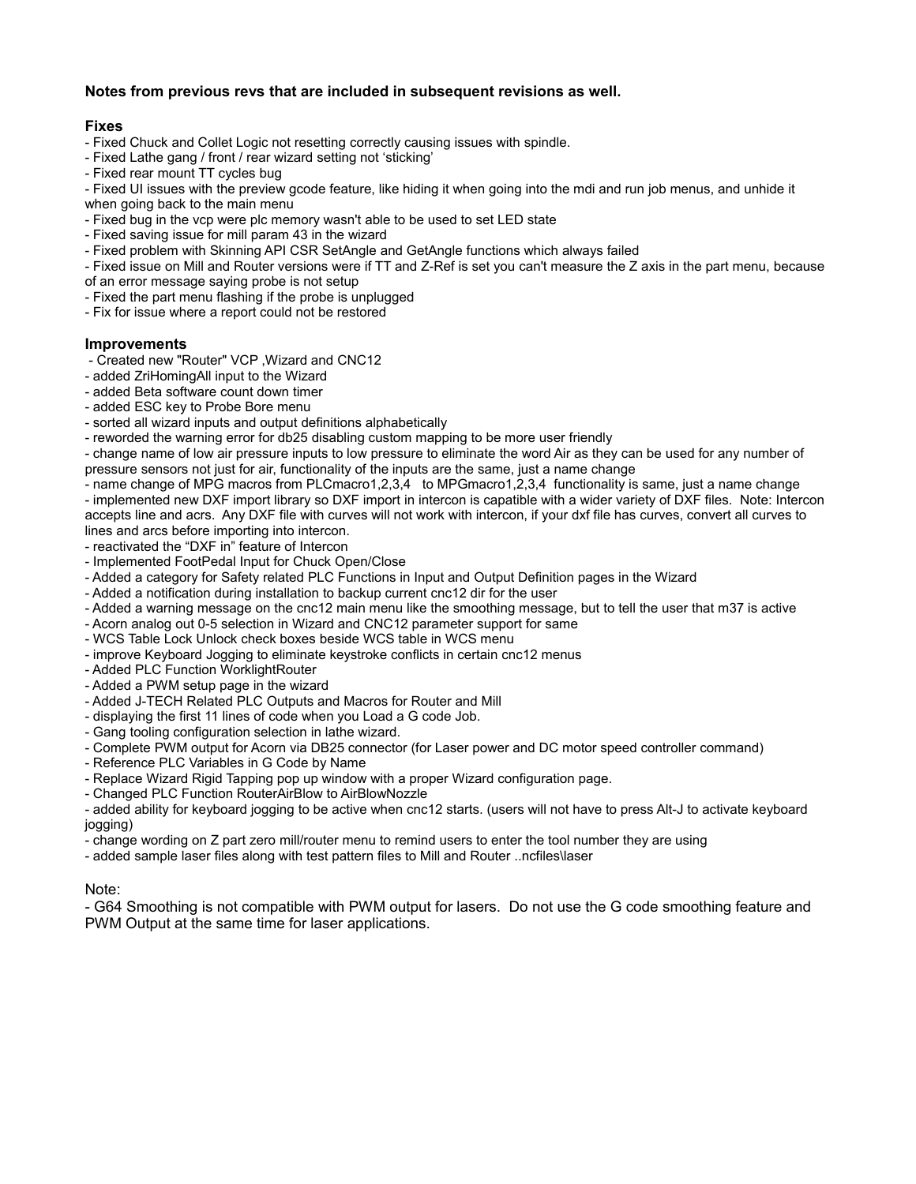**Notes from previous revs that are included in subsequent revisions as well.**

### Fixes

- Fixed Chuck and Collet Logic not resetting correctly causing issues with spindle.
- Fixed Lathe gang / front / rear wizard setting not 'sticking'
- Fixed rear mount TT cycles bug
- Fixed UI issues with the preview gcode feature, like hiding it when going into the mdi and run job menus, and unhide it when going back to the main menu
- Fixed bug in the vcp were plc memory wasn't able to be used to set LED state
- Fixed saving issue for mill param 43 in the wizard
- Fixed problem with Skinning API CSR SetAngle and GetAngle functions which always failed
- Fixed issue on Mill and Router versions were if TT and Z-Ref is set you can't measure the Z axis in the part menu, because of an error message saying probe is not setup
- Fixed the part menu flashing if the probe is unplugged
- Fix for issue where a report could not be restored

### Improvements

- Created new "Router" VCP ,Wizard and CNC12
- added ZriHomingAll input to the Wizard
- added Beta software count down timer
- added ESC key to Probe Bore menu
- sorted all wizard inputs and output definitions alphabetically
- reworded the warning error for db25 disabling custom mapping to be more user friendly
- change name of low air pressure inputs to low pressure to eliminate the word Air as they can be used for any number of pressure sensors not just for air, functionality of the inputs are the same, just a name change
- name change of MPG macros from PLCmacro1,2,3,4 to MPGmacro1,2,3,4 functionality is same, just a name change
- implemented new DXF import library so DXF import in intercon is capatible with a wider variety of DXF files. Note: Intercon accepts line and acrs. Any DXF file with curves will not work with intercon, if your dxf file has curves, convert all curves to lines and arcs before importing into intercon.
- reactivated the "DXF in" feature of Intercon
- Implemented FootPedal Input for Chuck Open/Close
- Added a category for Safety related PLC Functions in Input and Output Definition pages in the Wizard
- Added a notification during installation to backup current cnc12 dir for the user
- Added a warning message on the cnc12 main menu like the smoothing message, but to tell the user that m37 is active
- Acorn analog out 0-5 selection in Wizard and CNC12 parameter support for same
- WCS Table Lock Unlock check boxes beside WCS table in WCS menu
- improve Keyboard Jogging to eliminate keystroke conflicts in certain cnc12 menus
- Added PLC Function WorklightRouter
- Added a PWM setup page in the wizard
- Added J-TECH Related PLC Outputs and Macros for Router and Mill
- displaying the first 11 lines of code when you Load a G code Job.
- Gang tooling configuration selection in lathe wizard.
- Complete PWM output for Acorn via DB25 connector (for Laser power and DC motor speed controller command)
- Reference PLC Variables in G Code by Name
- Replace Wizard Rigid Tapping pop up window with a proper Wizard configuration page.
- Changed PLC Function RouterAirBlow to AirBlowNozzle
- added ability for keyboard jogging to be active when cnc12 starts. (users will not have to press Alt-J to activate keyboard jogging)
- change wording on Z part zero mill/router menu to remind users to enter the tool number they are using
- added sample laser files along with test pattern files to Mill and Router ..ncfiles\laser

Note:

- G64 Smoothing is not compatible with PWM output for lasers. Do not use the G code smoothing feature and PWM Output at the same time for laser applications.